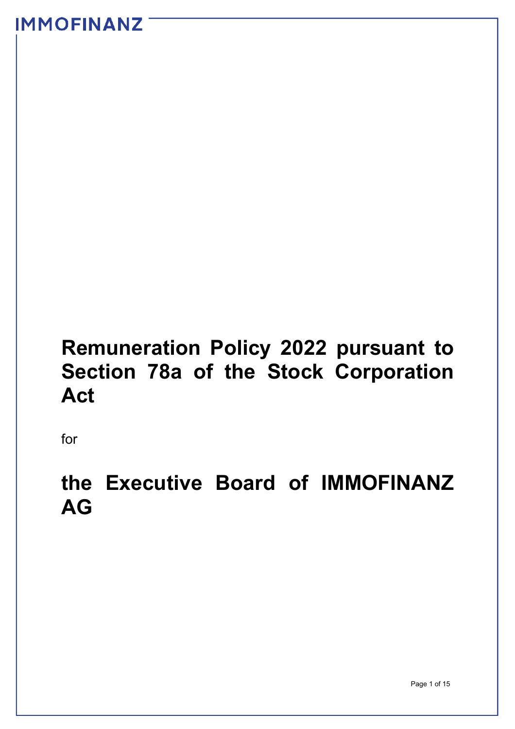IMMOFINANZ

# Remuneration Policy 2022 pursuant to Section 78a of the Stock Corporation Act

for

# the Executive Board of IMMOFINANZ AG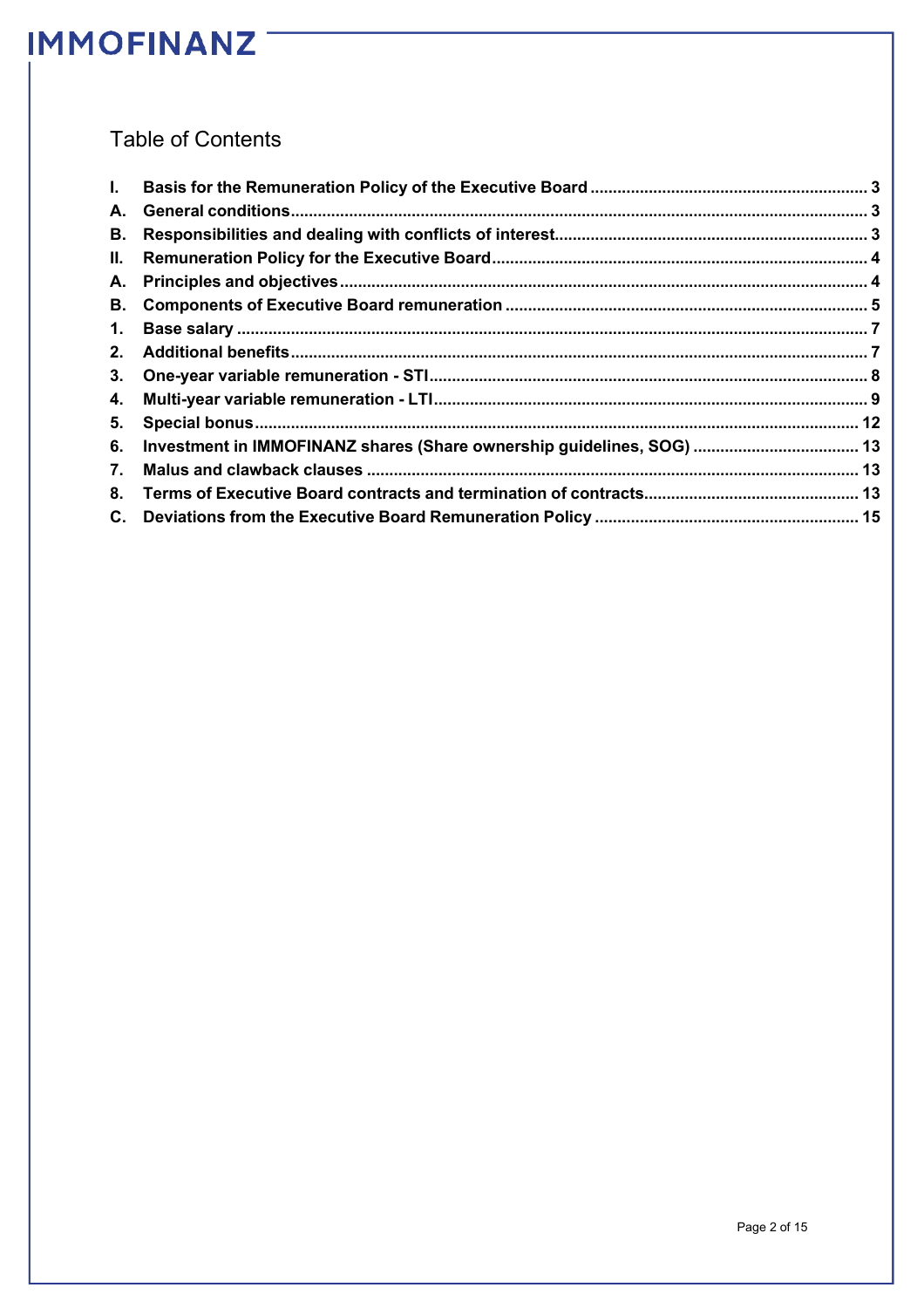## Table of Contents

| | | |
|---|---|---|
| **I.** | **Basis for the Remuneration Policy of the Executive Board** | **3** |
| **A.** | **General conditions** | **3** |
| **B.** | **Responsibilities and dealing with conflicts of interest** | **3** |
| **II.** | **Remuneration Policy for the Executive Board** | **4** |
| **A.** | **Principles and objectives** | **4** |
| **B.** | **Components of Executive Board remuneration** | **5** |
| **1.** | **Base salary** | **7** |
| **2.** | **Additional benefits** | **7** |
| **3.** | **One-year variable remuneration - STI** | **8** |
| **4.** | **Multi-year variable remuneration - LTI** | **9** |
| **5.** | **Special bonus** | **12** |
| **6.** | **Investment in IMMOFINANZ shares (Share ownership guidelines, SOG)** | **13** |
| **7.** | **Malus and clawback clauses** | **13** |
| **8.** | **Terms of Executive Board contracts and termination of contracts** | **13** |
| **C.** | **Deviations from the Executive Board Remuneration Policy** | **15** |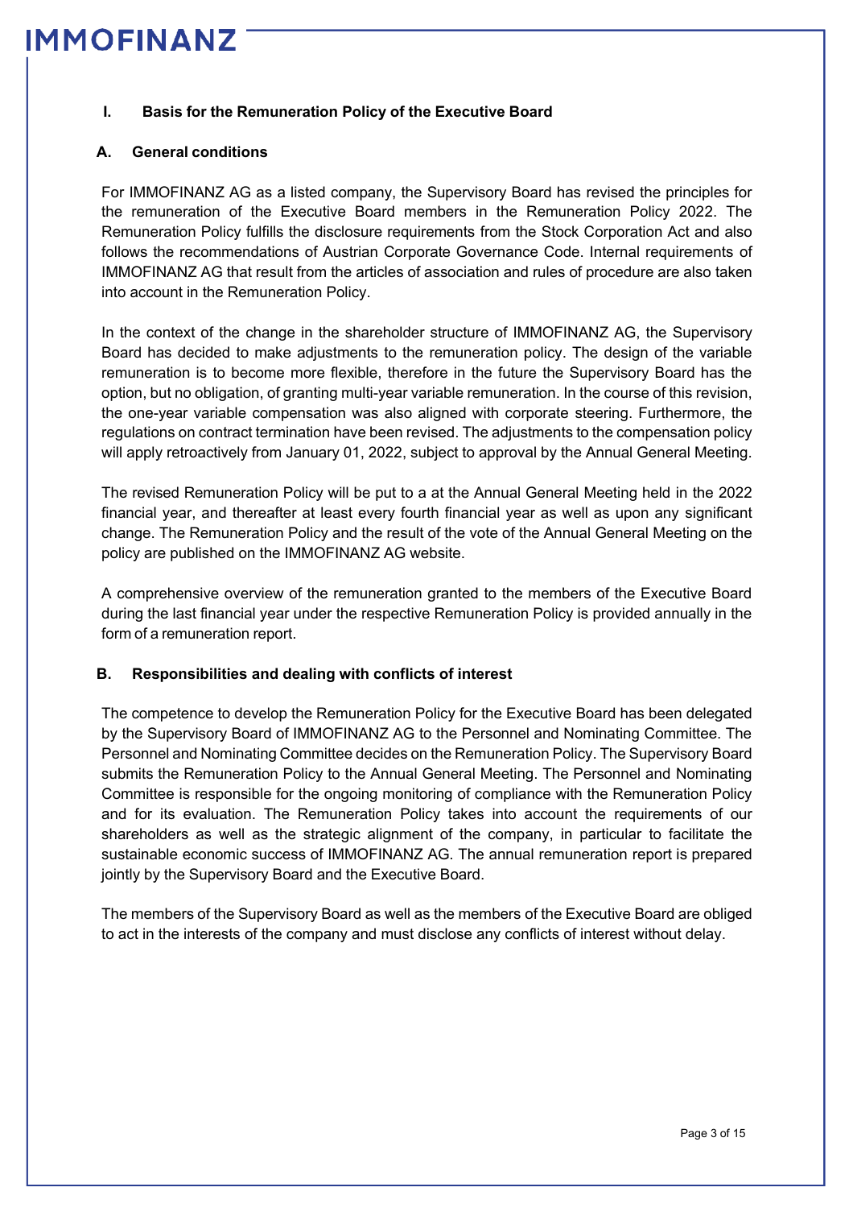## I. Basis for the Remuneration Policy of the Executive Board

### A. General conditions

For IMMOFINANZ AG as a listed company, the Supervisory Board has revised the principles for the remuneration of the Executive Board members in the Remuneration Policy 2022. The Remuneration Policy fulfills the disclosure requirements from the Stock Corporation Act and also follows the recommendations of Austrian Corporate Governance Code. Internal requirements of IMMOFINANZ AG that result from the articles of association and rules of procedure are also taken into account in the Remuneration Policy.

In the context of the change in the shareholder structure of IMMOFINANZ AG, the Supervisory Board has decided to make adjustments to the remuneration policy. The design of the variable remuneration is to become more flexible, therefore in the future the Supervisory Board has the option, but no obligation, of granting multi-year variable remuneration. In the course of this revision, the one-year variable compensation was also aligned with corporate steering. Furthermore, the regulations on contract termination have been revised. The adjustments to the compensation policy will apply retroactively from January 01, 2022, subject to approval by the Annual General Meeting.

The revised Remuneration Policy will be put to a at the Annual General Meeting held in the 2022 financial year, and thereafter at least every fourth financial year as well as upon any significant change. The Remuneration Policy and the result of the vote of the Annual General Meeting on the policy are published on the IMMOFINANZ AG website.

A comprehensive overview of the remuneration granted to the members of the Executive Board during the last financial year under the respective Remuneration Policy is provided annually in the form of a remuneration report.

### B. Responsibilities and dealing with conflicts of interest

The competence to develop the Remuneration Policy for the Executive Board has been delegated by the Supervisory Board of IMMOFINANZ AG to the Personnel and Nominating Committee. The Personnel and Nominating Committee decides on the Remuneration Policy. The Supervisory Board submits the Remuneration Policy to the Annual General Meeting. The Personnel and Nominating Committee is responsible for the ongoing monitoring of compliance with the Remuneration Policy and for its evaluation. The Remuneration Policy takes into account the requirements of our shareholders as well as the strategic alignment of the company, in particular to facilitate the sustainable economic success of IMMOFINANZ AG. The annual remuneration report is prepared jointly by the Supervisory Board and the Executive Board.

The members of the Supervisory Board as well as the members of the Executive Board are obliged to act in the interests of the company and must disclose any conflicts of interest without delay.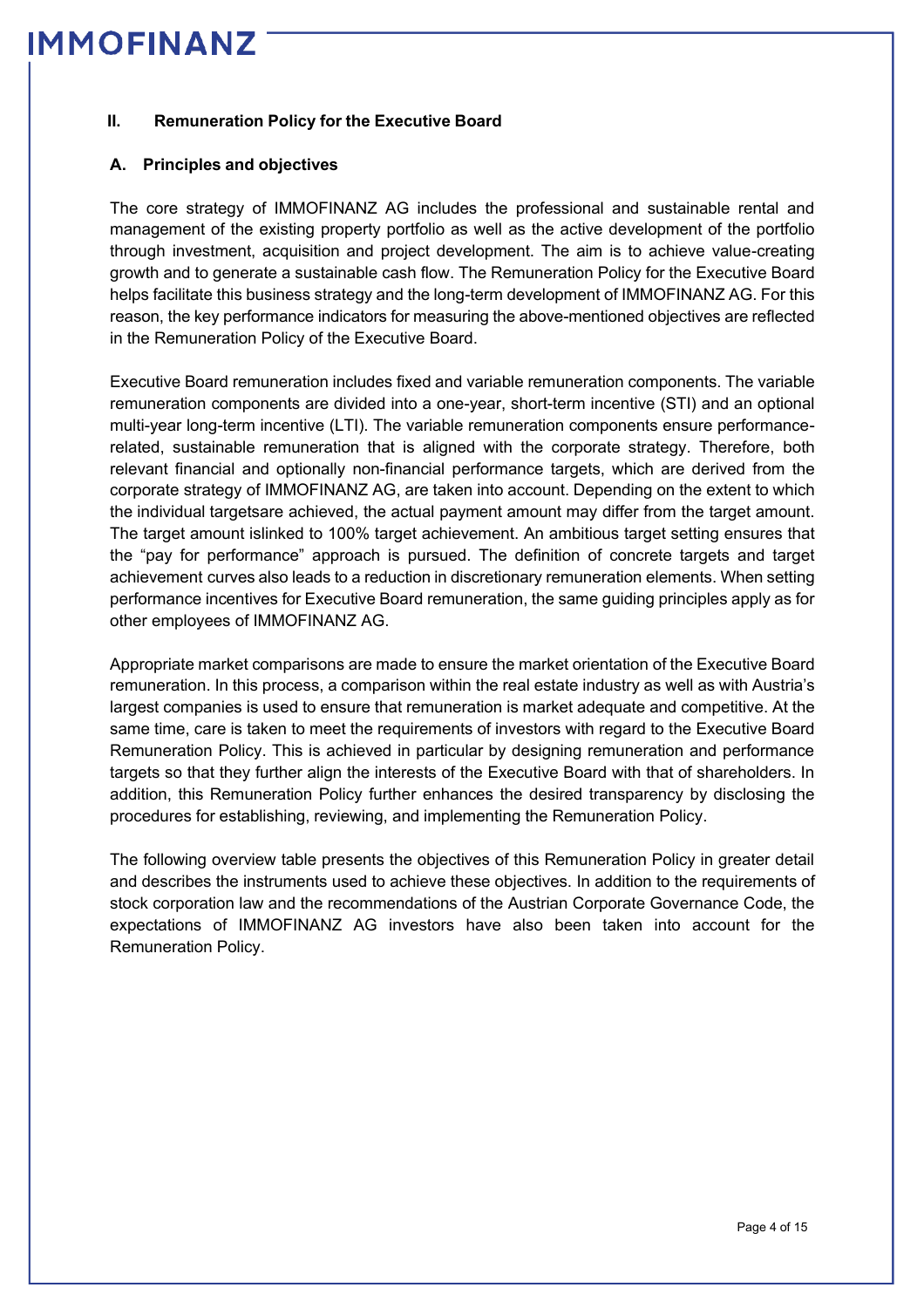## II. Remuneration Policy for the Executive Board

### A. Principles and objectives

The core strategy of IMMOFINANZ AG includes the professional and sustainable rental and management of the existing property portfolio as well as the active development of the portfolio through investment, acquisition and project development. The aim is to achieve value-creating growth and to generate a sustainable cash flow. The Remuneration Policy for the Executive Board helps facilitate this business strategy and the long-term development of IMMOFINANZ AG. For this reason, the key performance indicators for measuring the above-mentioned objectives are reflected in the Remuneration Policy of the Executive Board.

Executive Board remuneration includes fixed and variable remuneration components. The variable remuneration components are divided into a one-year, short-term incentive (STI) and an optional multi-year long-term incentive (LTI). The variable remuneration components ensure performance-related, sustainable remuneration that is aligned with the corporate strategy. Therefore, both relevant financial and optionally non-financial performance targets, which are derived from the corporate strategy of IMMOFINANZ AG, are taken into account. Depending on the extent to which the individual targetsare achieved, the actual payment amount may differ from the target amount. The target amount islinked to 100% target achievement. An ambitious target setting ensures that the "pay for performance" approach is pursued. The definition of concrete targets and target achievement curves also leads to a reduction in discretionary remuneration elements. When setting performance incentives for Executive Board remuneration, the same guiding principles apply as for other employees of IMMOFINANZ AG.

Appropriate market comparisons are made to ensure the market orientation of the Executive Board remuneration. In this process, a comparison within the real estate industry as well as with Austria's largest companies is used to ensure that remuneration is market adequate and competitive. At the same time, care is taken to meet the requirements of investors with regard to the Executive Board Remuneration Policy. This is achieved in particular by designing remuneration and performance targets so that they further align the interests of the Executive Board with that of shareholders. In addition, this Remuneration Policy further enhances the desired transparency by disclosing the procedures for establishing, reviewing, and implementing the Remuneration Policy.

The following overview table presents the objectives of this Remuneration Policy in greater detail and describes the instruments used to achieve these objectives. In addition to the requirements of stock corporation law and the recommendations of the Austrian Corporate Governance Code, the expectations of IMMOFINANZ AG investors have also been taken into account for the Remuneration Policy.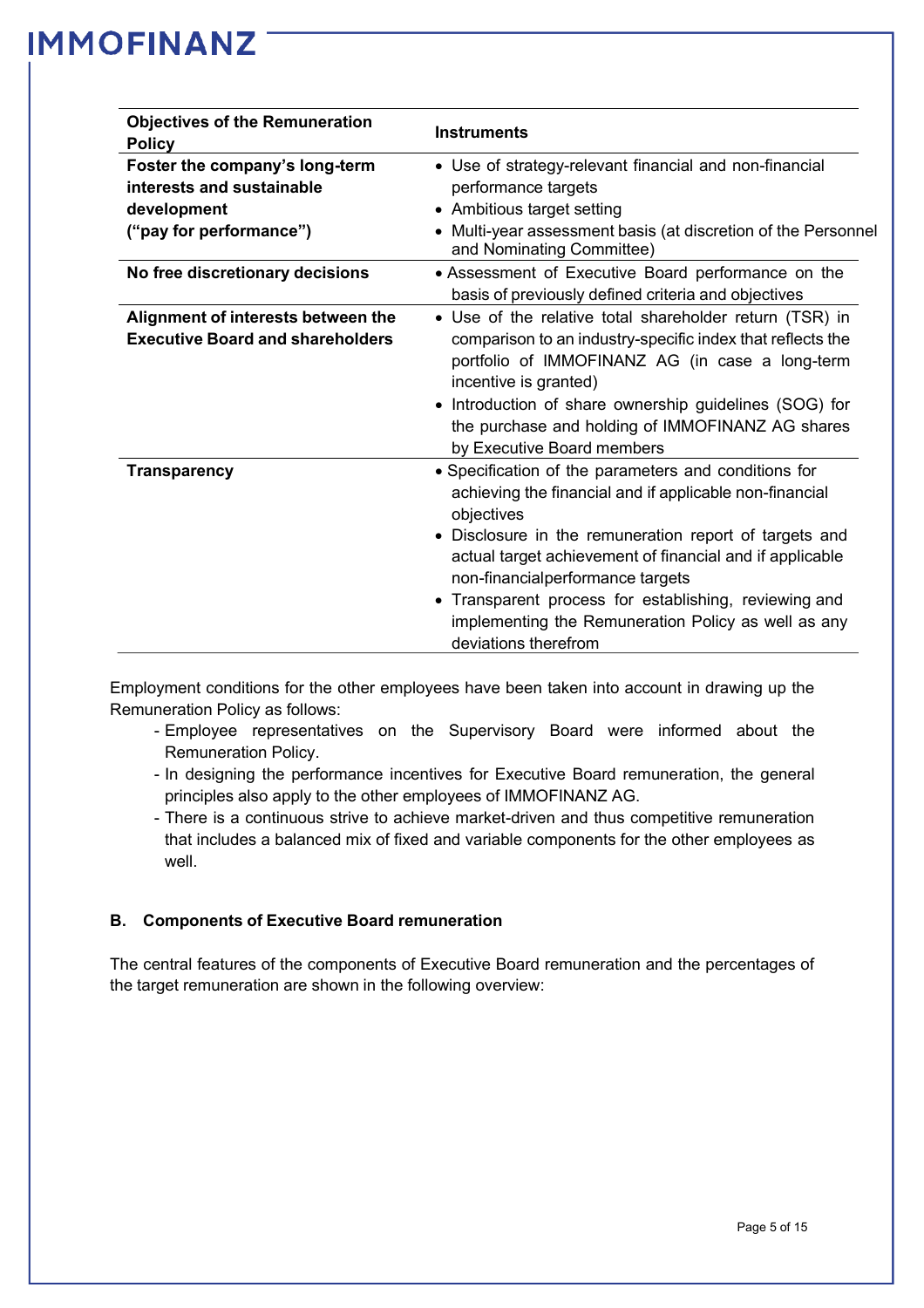| Objectives of the Remuneration Policy | Instruments |
|---|---|
| **Foster the company's long-term interests and sustainable development ("pay for performance")** | • Use of strategy-relevant financial and non-financial performance targets<br>• Ambitious target setting<br>• Multi-year assessment basis (at discretion of the Personnel and Nominating Committee) |
| **No free discretionary decisions** | • Assessment of Executive Board performance on the basis of previously defined criteria and objectives |
| **Alignment of interests between the Executive Board and shareholders** | • Use of the relative total shareholder return (TSR) in comparison to an industry-specific index that reflects the portfolio of IMMOFINANZ AG (in case a long-term incentive is granted)<br>• Introduction of share ownership guidelines (SOG) for the purchase and holding of IMMOFINANZ AG shares by Executive Board members |
| **Transparency** | • Specification of the parameters and conditions for achieving the financial and if applicable non-financial objectives<br>• Disclosure in the remuneration report of targets and actual target achievement of financial and if applicable non-financialperformance targets<br>• Transparent process for establishing, reviewing and implementing the Remuneration Policy as well as any deviations therefrom |

Employment conditions for the other employees have been taken into account in drawing up the Remuneration Policy as follows:

- Employee representatives on the Supervisory Board were informed about the Remuneration Policy.
- In designing the performance incentives for Executive Board remuneration, the general principles also apply to the other employees of IMMOFINANZ AG.
- There is a continuous strive to achieve market-driven and thus competitive remuneration that includes a balanced mix of fixed and variable components for the other employees as well.

## B. Components of Executive Board remuneration

The central features of the components of Executive Board remuneration and the percentages of the target remuneration are shown in the following overview: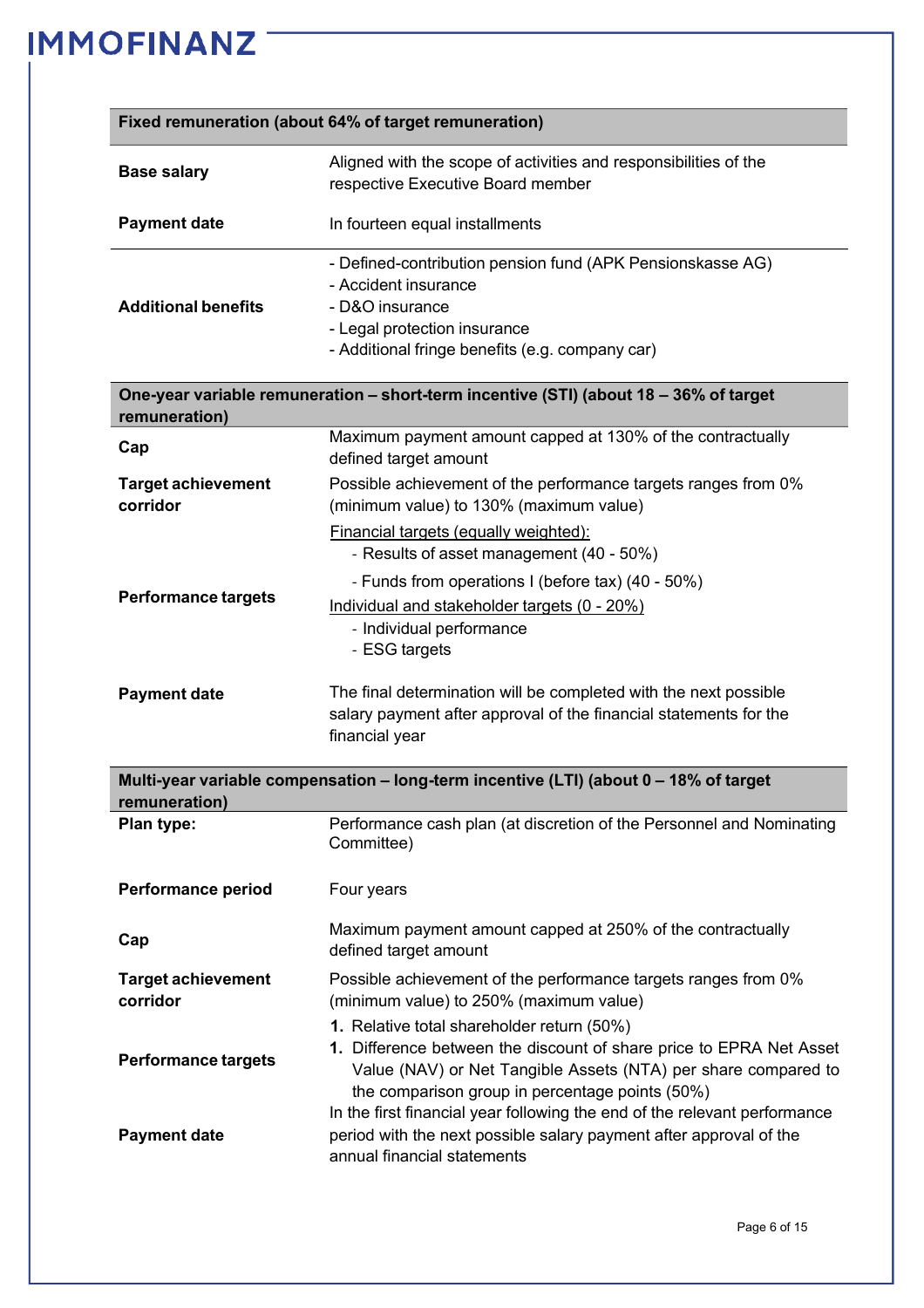| Fixed remuneration (about 64% of target remuneration) | |
|---|---|
| **Base salary** | Aligned with the scope of activities and responsibilities of the respective Executive Board member |
| **Payment date** | In fourteen equal installments |
| **Additional benefits** | - Defined-contribution pension fund (APK Pensionskasse AG)<br>- Accident insurance<br>- D&O insurance<br>- Legal protection insurance<br>- Additional fringe benefits (e.g. company car) |
| **One-year variable remuneration – short-term incentive (STI) (about 18 – 36% of target remuneration)** | |
| **Cap** | Maximum payment amount capped at 130% of the contractually defined target amount |
| **Target achievement corridor** | Possible achievement of the performance targets ranges from 0% (minimum value) to 130% (maximum value) |
| **Performance targets** | Financial targets (equally weighted):<br>- Results of asset management (40 - 50%)<br>- Funds from operations I (before tax) (40 - 50%)<br>Individual and stakeholder targets (0 - 20%)<br>- Individual performance<br>- ESG targets |
| **Payment date** | The final determination will be completed with the next possible salary payment after approval of the financial statements for the financial year |
| **Multi-year variable compensation – long-term incentive (LTI) (about 0 – 18% of target remuneration)** | |
| **Plan type:** | Performance cash plan (at discretion of the Personnel and Nominating Committee) |
| **Performance period** | Four years |
| **Cap** | Maximum payment amount capped at 250% of the contractually defined target amount |
| **Target achievement corridor** | Possible achievement of the performance targets ranges from 0% (minimum value) to 250% (maximum value) |
| **Performance targets** | 1. Relative total shareholder return (50%)<br>1. Difference between the discount of share price to EPRA Net Asset Value (NAV) or Net Tangible Assets (NTA) per share compared to the comparison group in percentage points (50%) |
| **Payment date** | In the first financial year following the end of the relevant performance period with the next possible salary payment after approval of the annual financial statements |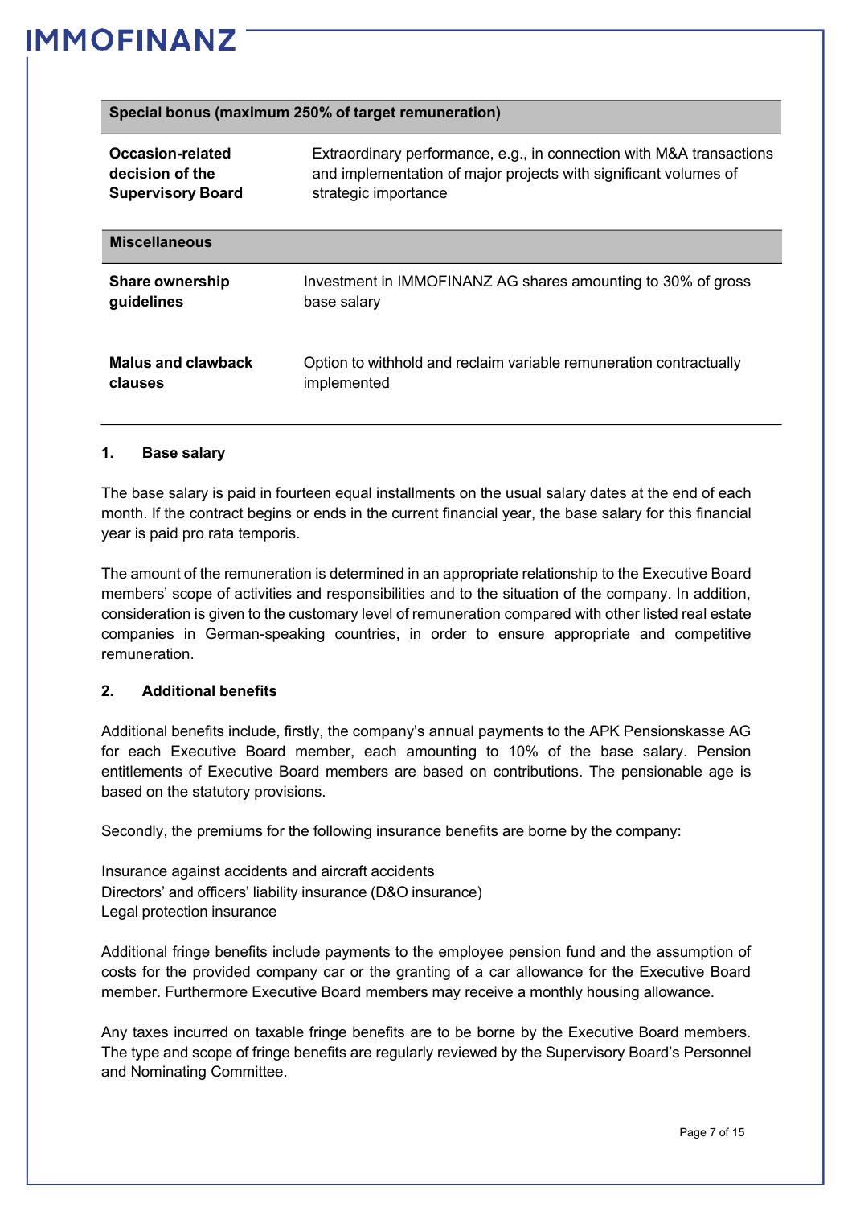| Special bonus (maximum 250% of target remuneration) | |
|---|---|
| **Occasion-related decision of the Supervisory Board** | Extraordinary performance, e.g., in connection with M&A transactions and implementation of major projects with significant volumes of strategic importance |

| Miscellaneous | |
|---|---|
| **Share ownership guidelines** | Investment in IMMOFINANZ AG shares amounting to 30% of gross base salary |
| **Malus and clawback clauses** | Option to withhold and reclaim variable remuneration contractually implemented |

### 1. Base salary

The base salary is paid in fourteen equal installments on the usual salary dates at the end of each month. If the contract begins or ends in the current financial year, the base salary for this financial year is paid pro rata temporis.

The amount of the remuneration is determined in an appropriate relationship to the Executive Board members' scope of activities and responsibilities and to the situation of the company. In addition, consideration is given to the customary level of remuneration compared with other listed real estate companies in German-speaking countries, in order to ensure appropriate and competitive remuneration.

### 2. Additional benefits

Additional benefits include, firstly, the company's annual payments to the APK Pensionskasse AG for each Executive Board member, each amounting to 10% of the base salary. Pension entitlements of Executive Board members are based on contributions. The pensionable age is based on the statutory provisions.

Secondly, the premiums for the following insurance benefits are borne by the company:

Insurance against accidents and aircraft accidents
Directors' and officers' liability insurance (D&O insurance)
Legal protection insurance

Additional fringe benefits include payments to the employee pension fund and the assumption of costs for the provided company car or the granting of a car allowance for the Executive Board member. Furthermore Executive Board members may receive a monthly housing allowance.

Any taxes incurred on taxable fringe benefits are to be borne by the Executive Board members. The type and scope of fringe benefits are regularly reviewed by the Supervisory Board's Personnel and Nominating Committee.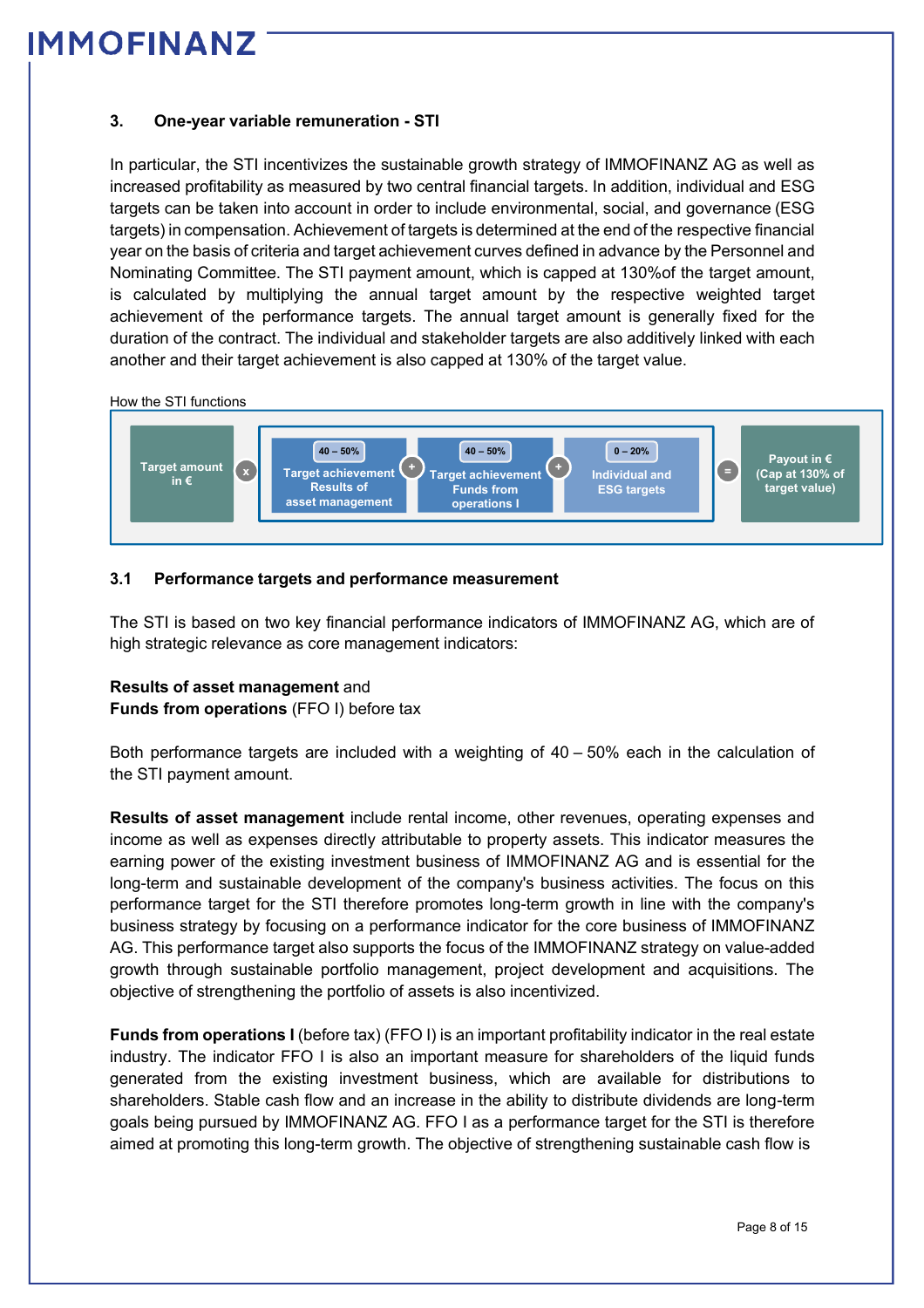## 3. One-year variable remuneration - STI

In particular, the STI incentivizes the sustainable growth strategy of IMMOFINANZ AG as well as increased profitability as measured by two central financial targets. In addition, individual and ESG targets can be taken into account in order to include environmental, social, and governance (ESG targets) in compensation. Achievement of targets is determined at the end of the respective financial year on the basis of criteria and target achievement curves defined in advance by the Personnel and Nominating Committee. The STI payment amount, which is capped at 130%of the target amount, is calculated by multiplying the annual target amount by the respective weighted target achievement of the performance targets. The annual target amount is generally fixed for the duration of the contract. The individual and stakeholder targets are also additively linked with each another and their target achievement is also capped at 130% of the target value.

How the STI functions

| Target amount in € | x | 40 – 50% Target achievement Results of asset management | + | 40 – 50% Target achievement Funds from operations I | + | 0 – 20% Individual and ESG targets | = | Payout in € (Cap at 130% of target value) |
|---|---|---|---|---|---|---|---|---|

### 3.1 Performance targets and performance measurement

The STI is based on two key financial performance indicators of IMMOFINANZ AG, which are of high strategic relevance as core management indicators:

**Results of asset management** and
**Funds from operations** (FFO I) before tax

Both performance targets are included with a weighting of 40 – 50% each in the calculation of the STI payment amount.

**Results of asset management** include rental income, other revenues, operating expenses and income as well as expenses directly attributable to property assets. This indicator measures the earning power of the existing investment business of IMMOFINANZ AG and is essential for the long-term and sustainable development of the company's business activities. The focus on this performance target for the STI therefore promotes long-term growth in line with the company's business strategy by focusing on a performance indicator for the core business of IMMOFINANZ AG. This performance target also supports the focus of the IMMOFINANZ strategy on value-added growth through sustainable portfolio management, project development and acquisitions. The objective of strengthening the portfolio of assets is also incentivized.

**Funds from operations I** (before tax) (FFO I) is an important profitability indicator in the real estate industry. The indicator FFO I is also an important measure for shareholders of the liquid funds generated from the existing investment business, which are available for distributions to shareholders. Stable cash flow and an increase in the ability to distribute dividends are long-term goals being pursued by IMMOFINANZ AG. FFO I as a performance target for the STI is therefore aimed at promoting this long-term growth. The objective of strengthening sustainable cash flow is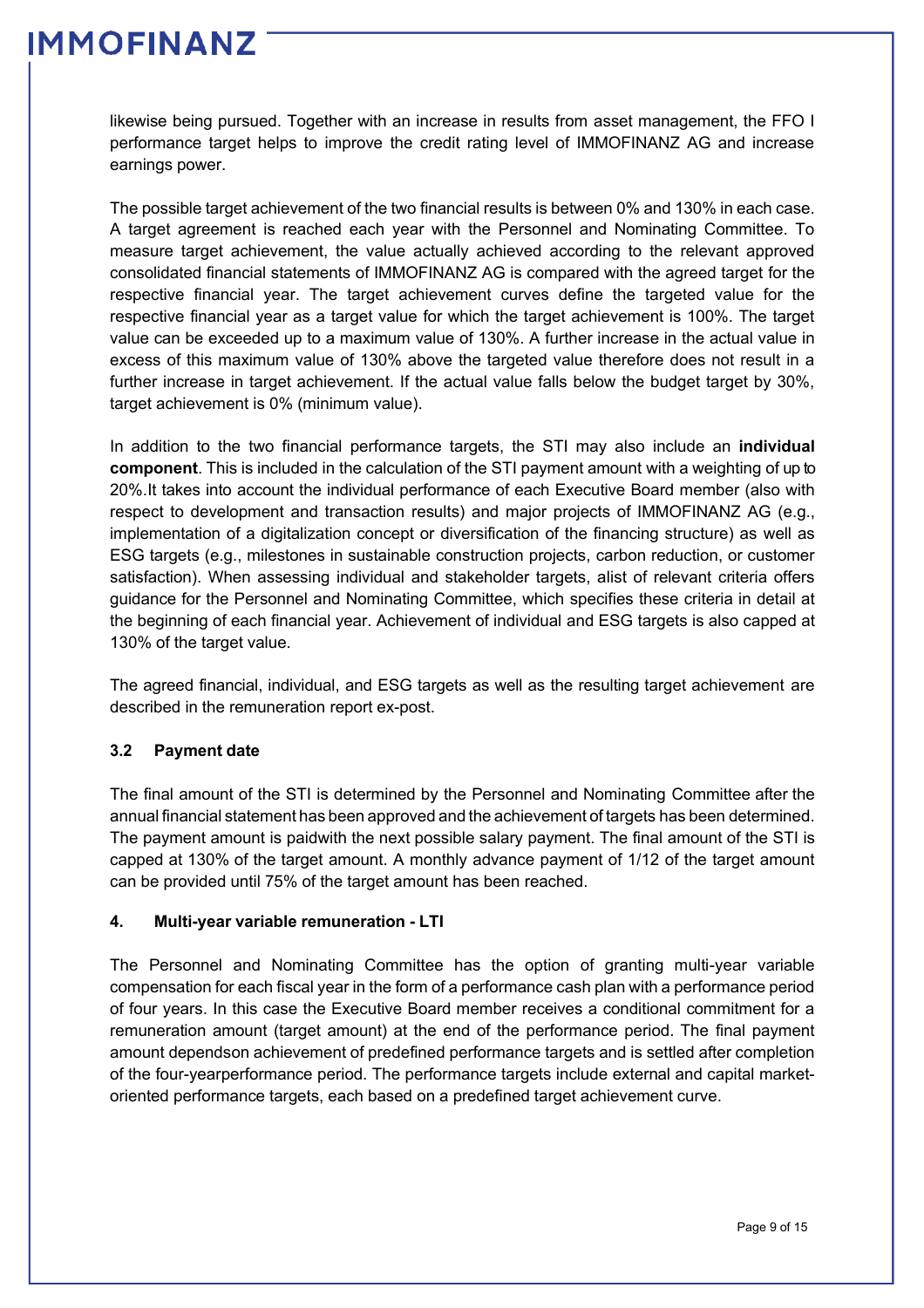likewise being pursued. Together with an increase in results from asset management, the FFO I performance target helps to improve the credit rating level of IMMOFINANZ AG and increase earnings power.

The possible target achievement of the two financial results is between 0% and 130% in each case. A target agreement is reached each year with the Personnel and Nominating Committee. To measure target achievement, the value actually achieved according to the relevant approved consolidated financial statements of IMMOFINANZ AG is compared with the agreed target for the respective financial year. The target achievement curves define the targeted value for the respective financial year as a target value for which the target achievement is 100%. The target value can be exceeded up to a maximum value of 130%. A further increase in the actual value in excess of this maximum value of 130% above the targeted value therefore does not result in a further increase in target achievement. If the actual value falls below the budget target by 30%, target achievement is 0% (minimum value).

In addition to the two financial performance targets, the STI may also include an **individual component**. This is included in the calculation of the STI payment amount with a weighting of up to 20%.It takes into account the individual performance of each Executive Board member (also with respect to development and transaction results) and major projects of IMMOFINANZ AG (e.g., implementation of a digitalization concept or diversification of the financing structure) as well as ESG targets (e.g., milestones in sustainable construction projects, carbon reduction, or customer satisfaction). When assessing individual and stakeholder targets, alist of relevant criteria offers guidance for the Personnel and Nominating Committee, which specifies these criteria in detail at the beginning of each financial year. Achievement of individual and ESG targets is also capped at 130% of the target value.

The agreed financial, individual, and ESG targets as well as the resulting target achievement are described in the remuneration report ex-post.

### 3.2 Payment date

The final amount of the STI is determined by the Personnel and Nominating Committee after the annual financial statement has been approved and the achievement of targets has been determined. The payment amount is paidwith the next possible salary payment. The final amount of the STI is capped at 130% of the target amount. A monthly advance payment of 1/12 of the target amount can be provided until 75% of the target amount has been reached.

## 4. Multi-year variable remuneration - LTI

The Personnel and Nominating Committee has the option of granting multi-year variable compensation for each fiscal year in the form of a performance cash plan with a performance period of four years. In this case the Executive Board member receives a conditional commitment for a remuneration amount (target amount) at the end of the performance period. The final payment amount dependson achievement of predefined performance targets and is settled after completion of the four-yearperformance period. The performance targets include external and capital market-oriented performance targets, each based on a predefined target achievement curve.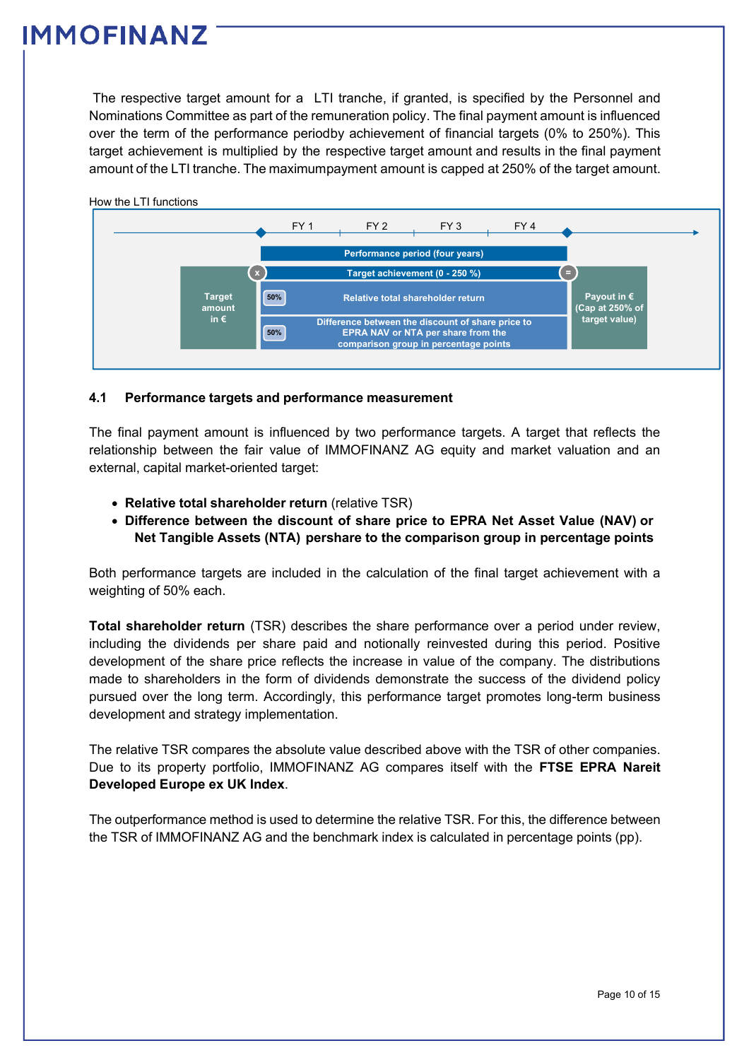The respective target amount for a LTI tranche, if granted, is specified by the Personnel and Nominations Committee as part of the remuneration policy. The final payment amount is influenced over the term of the performance periodby achievement of financial targets (0% to 250%). This target achievement is multiplied by the respective target amount and results in the final payment amount of the LTI tranche. The maximumpayment amount is capped at 250% of the target amount.

How the LTI functions

FY 1 | FY 2 | FY 3 | FY 4

Performance period (four years)

Target amount in € × Target achievement (0 - 250 %) = Payout in € (Cap at 250% of target value)

- 50% Relative total shareholder return
- 50% Difference between the discount of share price to EPRA NAV or NTA per share from the comparison group in percentage points

### 4.1 Performance targets and performance measurement

The final payment amount is influenced by two performance targets. A target that reflects the relationship between the fair value of IMMOFINANZ AG equity and market valuation and an external, capital market-oriented target:

- **Relative total shareholder return** (relative TSR)
- **Difference between the discount of share price to EPRA Net Asset Value (NAV) or Net Tangible Assets (NTA) pershare to the comparison group in percentage points**

Both performance targets are included in the calculation of the final target achievement with a weighting of 50% each.

**Total shareholder return** (TSR) describes the share performance over a period under review, including the dividends per share paid and notionally reinvested during this period. Positive development of the share price reflects the increase in value of the company. The distributions made to shareholders in the form of dividends demonstrate the success of the dividend policy pursued over the long term. Accordingly, this performance target promotes long-term business development and strategy implementation.

The relative TSR compares the absolute value described above with the TSR of other companies. Due to its property portfolio, IMMOFINANZ AG compares itself with the **FTSE EPRA Nareit Developed Europe ex UK Index**.

The outperformance method is used to determine the relative TSR. For this, the difference between the TSR of IMMOFINANZ AG and the benchmark index is calculated in percentage points (pp).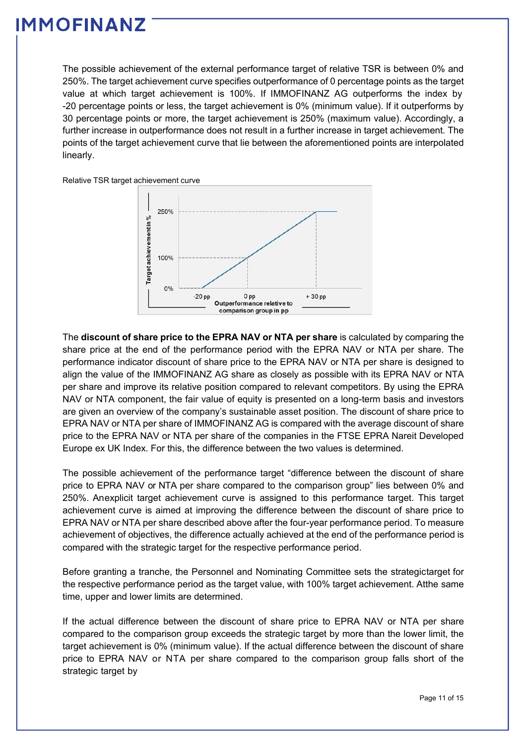The possible achievement of the external performance target of relative TSR is between 0% and 250%. The target achievement curve specifies outperformance of 0 percentage points as the target value at which target achievement is 100%. If IMMOFINANZ AG outperforms the index by -20 percentage points or less, the target achievement is 0% (minimum value). If it outperforms by 30 percentage points or more, the target achievement is 250% (maximum value). Accordingly, a further increase in outperformance does not result in a further increase in target achievement. The points of the target achievement curve that lie between the aforementioned points are interpolated linearly.

Relative TSR target achievement curve

The **discount of share price to the EPRA NAV or NTA per share** is calculated by comparing the share price at the end of the performance period with the EPRA NAV or NTA per share. The performance indicator discount of share price to the EPRA NAV or NTA per share is designed to align the value of the IMMOFINANZ AG share as closely as possible with its EPRA NAV or NTA per share and improve its relative position compared to relevant competitors. By using the EPRA NAV or NTA component, the fair value of equity is presented on a long-term basis and investors are given an overview of the company's sustainable asset position. The discount of share price to EPRA NAV or NTA per share of IMMOFINANZ AG is compared with the average discount of share price to the EPRA NAV or NTA per share of the companies in the FTSE EPRA Nareit Developed Europe ex UK Index. For this, the difference between the two values is determined.

The possible achievement of the performance target "difference between the discount of share price to EPRA NAV or NTA per share compared to the comparison group" lies between 0% and 250%. Anexplicit target achievement curve is assigned to this performance target. This target achievement curve is aimed at improving the difference between the discount of share price to EPRA NAV or NTA per share described above after the four-year performance period. To measure achievement of objectives, the difference actually achieved at the end of the performance period is compared with the strategic target for the respective performance period.

Before granting a tranche, the Personnel and Nominating Committee sets the strategictarget for the respective performance period as the target value, with 100% target achievement. Atthe same time, upper and lower limits are determined.

If the actual difference between the discount of share price to EPRA NAV or NTA per share compared to the comparison group exceeds the strategic target by more than the lower limit, the target achievement is 0% (minimum value). If the actual difference between the discount of share price to EPRA NAV or NTA per share compared to the comparison group falls short of the strategic target by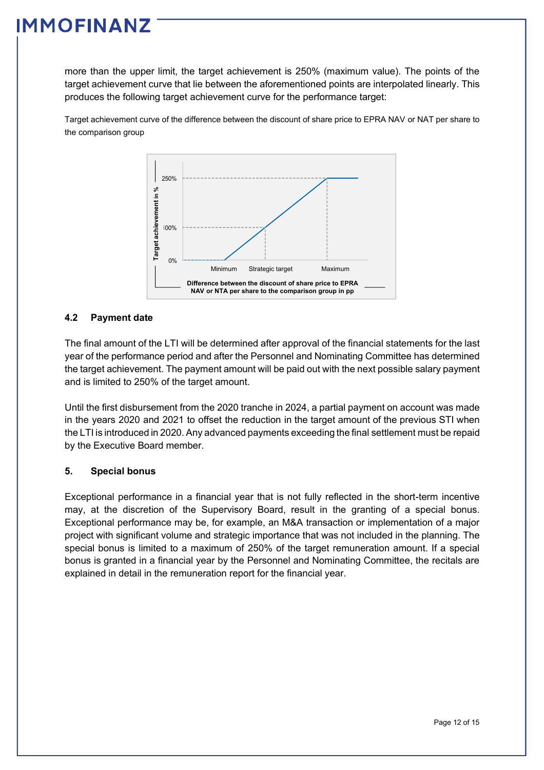more than the upper limit, the target achievement is 250% (maximum value). The points of the target achievement curve that lie between the aforementioned points are interpolated linearly. This produces the following target achievement curve for the performance target:

Target achievement curve of the difference between the discount of share price to EPRA NAV or NAT per share to the comparison group

## 4.2 Payment date

The final amount of the LTI will be determined after approval of the financial statements for the last year of the performance period and after the Personnel and Nominating Committee has determined the target achievement. The payment amount will be paid out with the next possible salary payment and is limited to 250% of the target amount.

Until the first disbursement from the 2020 tranche in 2024, a partial payment on account was made in the years 2020 and 2021 to offset the reduction in the target amount of the previous STI when the LTI is introduced in 2020. Any advanced payments exceeding the final settlement must be repaid by the Executive Board member.

## 5. Special bonus

Exceptional performance in a financial year that is not fully reflected in the short-term incentive may, at the discretion of the Supervisory Board, result in the granting of a special bonus. Exceptional performance may be, for example, an M&A transaction or implementation of a major project with significant volume and strategic importance that was not included in the planning. The special bonus is limited to a maximum of 250% of the target remuneration amount. If a special bonus is granted in a financial year by the Personnel and Nominating Committee, the recitals are explained in detail in the remuneration report for the financial year.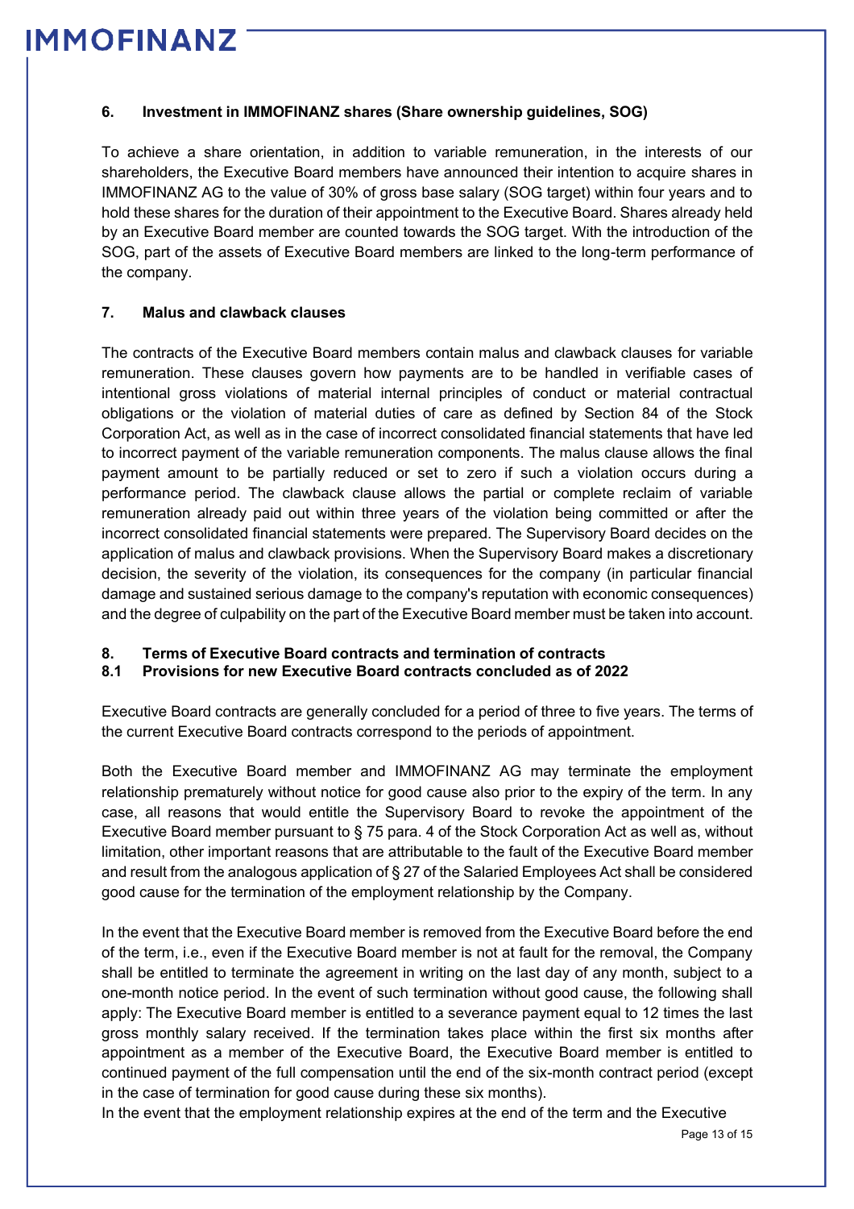## 6. Investment in IMMOFINANZ shares (Share ownership guidelines, SOG)

To achieve a share orientation, in addition to variable remuneration, in the interests of our shareholders, the Executive Board members have announced their intention to acquire shares in IMMOFINANZ AG to the value of 30% of gross base salary (SOG target) within four years and to hold these shares for the duration of their appointment to the Executive Board. Shares already held by an Executive Board member are counted towards the SOG target. With the introduction of the SOG, part of the assets of Executive Board members are linked to the long-term performance of the company.

## 7. Malus and clawback clauses

The contracts of the Executive Board members contain malus and clawback clauses for variable remuneration. These clauses govern how payments are to be handled in verifiable cases of intentional gross violations of material internal principles of conduct or material contractual obligations or the violation of material duties of care as defined by Section 84 of the Stock Corporation Act, as well as in the case of incorrect consolidated financial statements that have led to incorrect payment of the variable remuneration components. The malus clause allows the final payment amount to be partially reduced or set to zero if such a violation occurs during a performance period. The clawback clause allows the partial or complete reclaim of variable remuneration already paid out within three years of the violation being committed or after the incorrect consolidated financial statements were prepared. The Supervisory Board decides on the application of malus and clawback provisions. When the Supervisory Board makes a discretionary decision, the severity of the violation, its consequences for the company (in particular financial damage and sustained serious damage to the company's reputation with economic consequences) and the degree of culpability on the part of the Executive Board member must be taken into account.

## 8. Terms of Executive Board contracts and termination of contracts

### 8.1 Provisions for new Executive Board contracts concluded as of 2022

Executive Board contracts are generally concluded for a period of three to five years. The terms of the current Executive Board contracts correspond to the periods of appointment.

Both the Executive Board member and IMMOFINANZ AG may terminate the employment relationship prematurely without notice for good cause also prior to the expiry of the term. In any case, all reasons that would entitle the Supervisory Board to revoke the appointment of the Executive Board member pursuant to § 75 para. 4 of the Stock Corporation Act as well as, without limitation, other important reasons that are attributable to the fault of the Executive Board member and result from the analogous application of § 27 of the Salaried Employees Act shall be considered good cause for the termination of the employment relationship by the Company.

In the event that the Executive Board member is removed from the Executive Board before the end of the term, i.e., even if the Executive Board member is not at fault for the removal, the Company shall be entitled to terminate the agreement in writing on the last day of any month, subject to a one-month notice period. In the event of such termination without good cause, the following shall apply: The Executive Board member is entitled to a severance payment equal to 12 times the last gross monthly salary received. If the termination takes place within the first six months after appointment as a member of the Executive Board, the Executive Board member is entitled to continued payment of the full compensation until the end of the six-month contract period (except in the case of termination for good cause during these six months).
In the event that the employment relationship expires at the end of the term and the Executive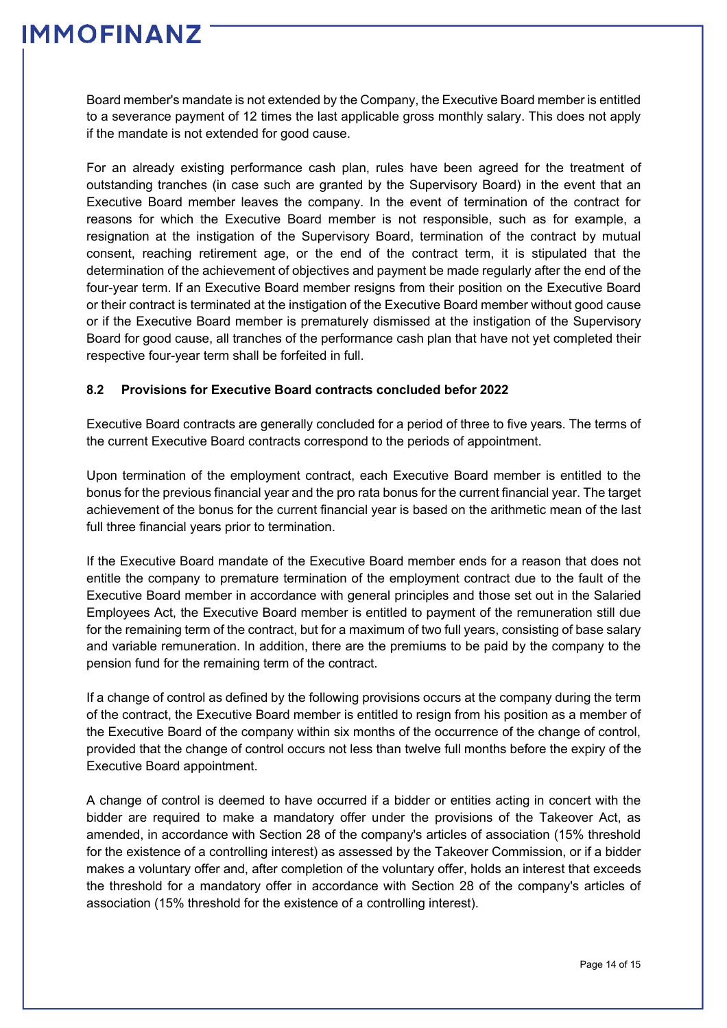Board member's mandate is not extended by the Company, the Executive Board member is entitled to a severance payment of 12 times the last applicable gross monthly salary. This does not apply if the mandate is not extended for good cause.

For an already existing performance cash plan, rules have been agreed for the treatment of outstanding tranches (in case such are granted by the Supervisory Board) in the event that an Executive Board member leaves the company. In the event of termination of the contract for reasons for which the Executive Board member is not responsible, such as for example, a resignation at the instigation of the Supervisory Board, termination of the contract by mutual consent, reaching retirement age, or the end of the contract term, it is stipulated that the determination of the achievement of objectives and payment be made regularly after the end of the four-year term. If an Executive Board member resigns from their position on the Executive Board or their contract is terminated at the instigation of the Executive Board member without good cause or if the Executive Board member is prematurely dismissed at the instigation of the Supervisory Board for good cause, all tranches of the performance cash plan that have not yet completed their respective four-year term shall be forfeited in full.

### 8.2 Provisions for Executive Board contracts concluded befor 2022

Executive Board contracts are generally concluded for a period of three to five years. The terms of the current Executive Board contracts correspond to the periods of appointment.

Upon termination of the employment contract, each Executive Board member is entitled to the bonus for the previous financial year and the pro rata bonus for the current financial year. The target achievement of the bonus for the current financial year is based on the arithmetic mean of the last full three financial years prior to termination.

If the Executive Board mandate of the Executive Board member ends for a reason that does not entitle the company to premature termination of the employment contract due to the fault of the Executive Board member in accordance with general principles and those set out in the Salaried Employees Act, the Executive Board member is entitled to payment of the remuneration still due for the remaining term of the contract, but for a maximum of two full years, consisting of base salary and variable remuneration. In addition, there are the premiums to be paid by the company to the pension fund for the remaining term of the contract.

If a change of control as defined by the following provisions occurs at the company during the term of the contract, the Executive Board member is entitled to resign from his position as a member of the Executive Board of the company within six months of the occurrence of the change of control, provided that the change of control occurs not less than twelve full months before the expiry of the Executive Board appointment.

A change of control is deemed to have occurred if a bidder or entities acting in concert with the bidder are required to make a mandatory offer under the provisions of the Takeover Act, as amended, in accordance with Section 28 of the company's articles of association (15% threshold for the existence of a controlling interest) as assessed by the Takeover Commission, or if a bidder makes a voluntary offer and, after completion of the voluntary offer, holds an interest that exceeds the threshold for a mandatory offer in accordance with Section 28 of the company's articles of association (15% threshold for the existence of a controlling interest).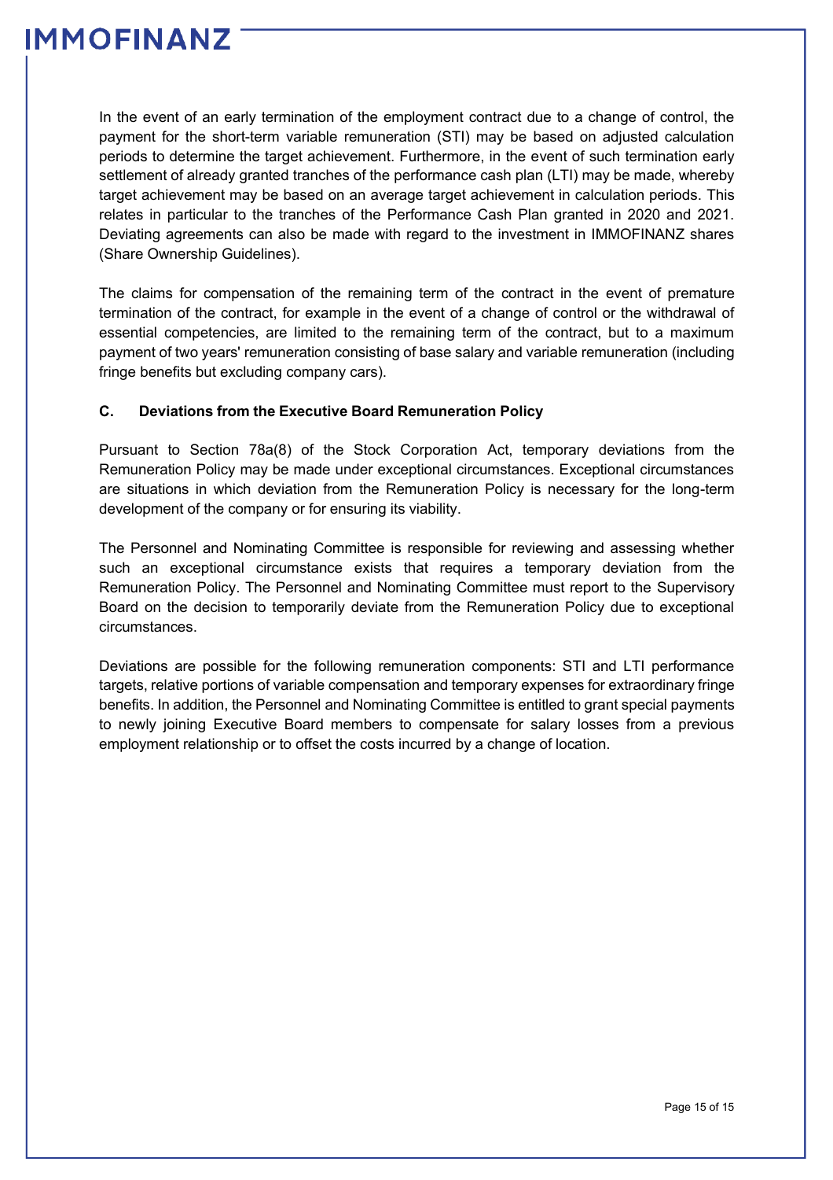In the event of an early termination of the employment contract due to a change of control, the payment for the short-term variable remuneration (STI) may be based on adjusted calculation periods to determine the target achievement. Furthermore, in the event of such termination early settlement of already granted tranches of the performance cash plan (LTI) may be made, whereby target achievement may be based on an average target achievement in calculation periods. This relates in particular to the tranches of the Performance Cash Plan granted in 2020 and 2021. Deviating agreements can also be made with regard to the investment in IMMOFINANZ shares (Share Ownership Guidelines).

The claims for compensation of the remaining term of the contract in the event of premature termination of the contract, for example in the event of a change of control or the withdrawal of essential competencies, are limited to the remaining term of the contract, but to a maximum payment of two years' remuneration consisting of base salary and variable remuneration (including fringe benefits but excluding company cars).

### C. Deviations from the Executive Board Remuneration Policy

Pursuant to Section 78a(8) of the Stock Corporation Act, temporary deviations from the Remuneration Policy may be made under exceptional circumstances. Exceptional circumstances are situations in which deviation from the Remuneration Policy is necessary for the long-term development of the company or for ensuring its viability.

The Personnel and Nominating Committee is responsible for reviewing and assessing whether such an exceptional circumstance exists that requires a temporary deviation from the Remuneration Policy. The Personnel and Nominating Committee must report to the Supervisory Board on the decision to temporarily deviate from the Remuneration Policy due to exceptional circumstances.

Deviations are possible for the following remuneration components: STI and LTI performance targets, relative portions of variable compensation and temporary expenses for extraordinary fringe benefits. In addition, the Personnel and Nominating Committee is entitled to grant special payments to newly joining Executive Board members to compensate for salary losses from a previous employment relationship or to offset the costs incurred by a change of location.